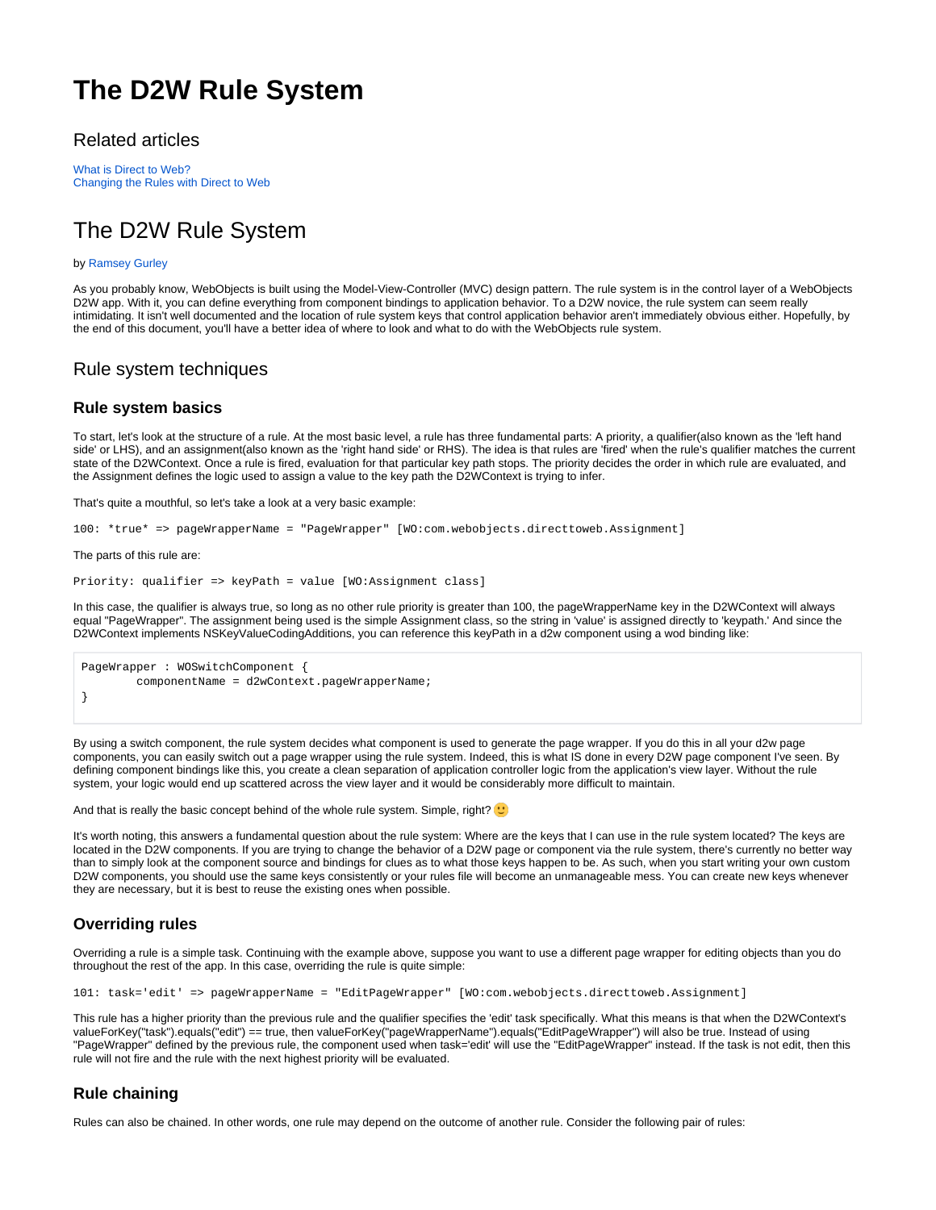# The D2W Rule System

## Related articles

What is Direct to Web?
Changing the Rules with Direct to Web

# The D2W Rule System

by Ramsey Gurley

As you probably know, WebObjects is built using the Model-View-Controller (MVC) design pattern. The rule system is in the control layer of a WebObjects D2W app. With it, you can define everything from component bindings to application behavior. To a D2W novice, the rule system can seem really intimidating. It isn't well documented and the location of rule system keys that control application behavior aren't immediately obvious either. Hopefully, by the end of this document, you'll have a better idea of where to look and what to do with the WebObjects rule system.

## Rule system techniques

### Rule system basics

To start, let's look at the structure of a rule. At the most basic level, a rule has three fundamental parts: A priority, a qualifier(also known as the 'left hand side' or LHS), and an assignment(also known as the 'right hand side' or RHS). The idea is that rules are 'fired' when the rule's qualifier matches the current state of the D2WContext. Once a rule is fired, evaluation for that particular key path stops. The priority decides the order in which rule are evaluated, and the Assignment defines the logic used to assign a value to the key path the D2WContext is trying to infer.

That's quite a mouthful, so let's take a look at a very basic example:

```
100: *true* => pageWrapperName = "PageWrapper" [WO:com.webobjects.directtoweb.Assignment]
```

The parts of this rule are:

```
Priority: qualifier => keyPath = value [WO:Assignment class]
```

In this case, the qualifier is always true, so long as no other rule priority is greater than 100, the pageWrapperName key in the D2WContext will always equal "PageWrapper". The assignment being used is the simple Assignment class, so the string in 'value' is assigned directly to 'keypath.' And since the D2WContext implements NSKeyValueCodingAdditions, you can reference this keyPath in a d2w component using a wod binding like:

```
PageWrapper : WOSwitchComponent {
        componentName = d2wContext.pageWrapperName;
}
```

By using a switch component, the rule system decides what component is used to generate the page wrapper. If you do this in all your d2w page components, you can easily switch out a page wrapper using the rule system. Indeed, this is what IS done in every D2W page component I've seen. By defining component bindings like this, you create a clean separation of application controller logic from the application's view layer. Without the rule system, your logic would end up scattered across the view layer and it would be considerably more difficult to maintain.

And that is really the basic concept behind of the whole rule system. Simple, right? 🙂

It's worth noting, this answers a fundamental question about the rule system: Where are the keys that I can use in the rule system located? The keys are located in the D2W components. If you are trying to change the behavior of a D2W page or component via the rule system, there's currently no better way than to simply look at the component source and bindings for clues as to what those keys happen to be. As such, when you start writing your own custom D2W components, you should use the same keys consistently or your rules file will become an unmanageable mess. You can create new keys whenever they are necessary, but it is best to reuse the existing ones when possible.

### Overriding rules

Overriding a rule is a simple task. Continuing with the example above, suppose you want to use a different page wrapper for editing objects than you do throughout the rest of the app. In this case, overriding the rule is quite simple:

```
101: task='edit' => pageWrapperName = "EditPageWrapper" [WO:com.webobjects.directtoweb.Assignment]
```

This rule has a higher priority than the previous rule and the qualifier specifies the 'edit' task specifically. What this means is that when the D2WContext's valueForKey("task").equals("edit") == true, then valueForKey("pageWrapperName").equals("EditPageWrapper") will also be true. Instead of using "PageWrapper" defined by the previous rule, the component used when task='edit' will use the "EditPageWrapper" instead. If the task is not edit, then this rule will not fire and the rule with the next highest priority will be evaluated.

### Rule chaining

Rules can also be chained. In other words, one rule may depend on the outcome of another rule. Consider the following pair of rules: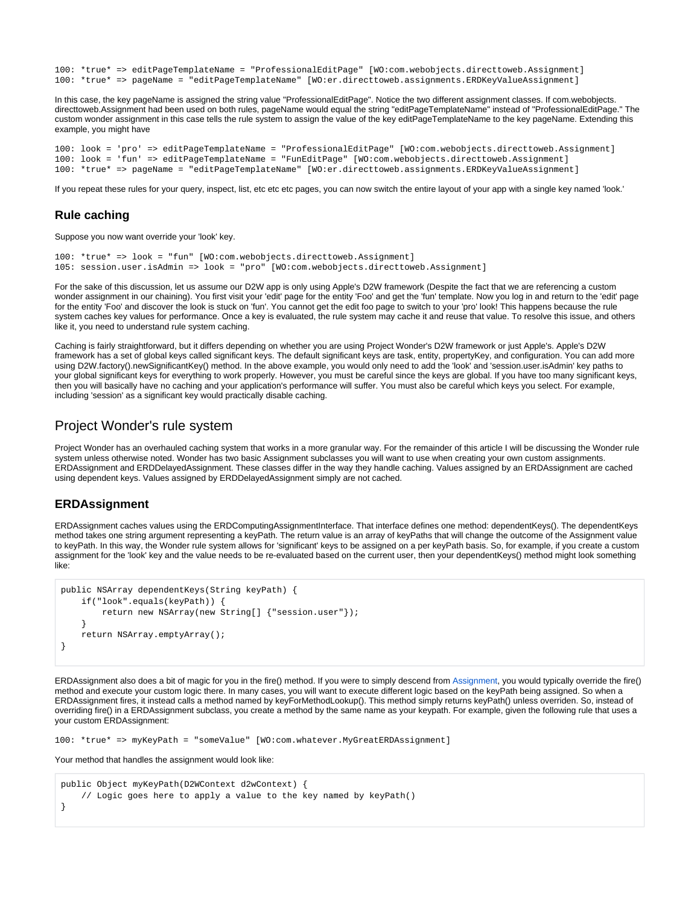```
100: *true* => editPageTemplateName = "ProfessionalEditPage" [WO:com.webobjects.directtoweb.Assignment]
100: *true* => pageName = "editPageTemplateName" [WO:er.directtoweb.assignments.ERDKeyValueAssignment]
```

In this case, the key pageName is assigned the string value "ProfessionalEditPage". Notice the two different assignment classes. If com.webobjects.directtoweb.Assignment had been used on both rules, pageName would equal the string "editPageTemplateName" instead of "ProfessionalEditPage." The custom wonder assignment in this case tells the rule system to assign the value of the key editPageTemplateName to the key pageName. Extending this example, you might have

```
100: look = 'pro' => editPageTemplateName = "ProfessionalEditPage" [WO:com.webobjects.directtoweb.Assignment]
100: look = 'fun' => editPageTemplateName = "FunEditPage" [WO:com.webobjects.directtoweb.Assignment]
100: *true* => pageName = "editPageTemplateName" [WO:er.directtoweb.assignments.ERDKeyValueAssignment]
```

If you repeat these rules for your query, inspect, list, etc etc etc pages, you can now switch the entire layout of your app with a single key named 'look.'

### Rule caching

Suppose you now want override your 'look' key.

```
100: *true* => look = "fun" [WO:com.webobjects.directtoweb.Assignment]
105: session.user.isAdmin => look = "pro" [WO:com.webobjects.directtoweb.Assignment]
```

For the sake of this discussion, let us assume our D2W app is only using Apple's D2W framework (Despite the fact that we are referencing a custom wonder assignment in our chaining). You first visit your 'edit' page for the entity 'Foo' and get the 'fun' template. Now you log in and return to the 'edit' page for the entity 'Foo' and discover the look is stuck on 'fun'. You cannot get the edit foo page to switch to your 'pro' look! This happens because the rule system caches key values for performance. Once a key is evaluated, the rule system may cache it and reuse that value. To resolve this issue, and others like it, you need to understand rule system caching.

Caching is fairly straightforward, but it differs depending on whether you are using Project Wonder's D2W framework or just Apple's. Apple's D2W framework has a set of global keys called significant keys. The default significant keys are task, entity, propertyKey, and configuration. You can add more using D2W.factory().newSignificantKey() method. In the above example, you would only need to add the 'look' and 'session.user.isAdmin' key paths to your global significant keys for everything to work properly. However, you must be careful since the keys are global. If you have too many significant keys, then you will basically have no caching and your application's performance will suffer. You must also be careful which keys you select. For example, including 'session' as a significant key would practically disable caching.

## Project Wonder's rule system

Project Wonder has an overhauled caching system that works in a more granular way. For the remainder of this article I will be discussing the Wonder rule system unless otherwise noted. Wonder has two basic Assignment subclasses you will want to use when creating your own custom assignments. ERDAssignment and ERDDelayedAssignment. These classes differ in the way they handle caching. Values assigned by an ERDAssignment are cached using dependent keys. Values assigned by ERDDelayedAssignment simply are not cached.

### ERDAssignment

ERDAssignment caches values using the ERDComputingAssignmentInterface. That interface defines one method: dependentKeys(). The dependentKeys method takes one string argument representing a keyPath. The return value is an array of keyPaths that will change the outcome of the Assignment value to keyPath. In this way, the Wonder rule system allows for 'significant' keys to be assigned on a per keyPath basis. So, for example, if you create a custom assignment for the 'look' key and the value needs to be re-evaluated based on the current user, then your dependentKeys() method might look something like:

```
public NSArray dependentKeys(String keyPath) {
    if("look".equals(keyPath)) {
        return new NSArray(new String[] {"session.user"});
    }
    return NSArray.emptyArray();
}
```

ERDAssignment also does a bit of magic for you in the fire() method. If you were to simply descend from Assignment, you would typically override the fire() method and execute your custom logic there. In many cases, you will want to execute different logic based on the keyPath being assigned. So when a ERDAssignment fires, it instead calls a method named by keyForMethodLookup(). This method simply returns keyPath() unless overriden. So, instead of overriding fire() in a ERDAssignment subclass, you create a method by the same name as your keypath. For example, given the following rule that uses a your custom ERDAssignment:

```
100: *true* => myKeyPath = "someValue" [WO:com.whatever.MyGreatERDAssignment]
```

Your method that handles the assignment would look like:

```
public Object myKeyPath(D2WContext d2wContext) {
    // Logic goes here to apply a value to the key named by keyPath()
}
```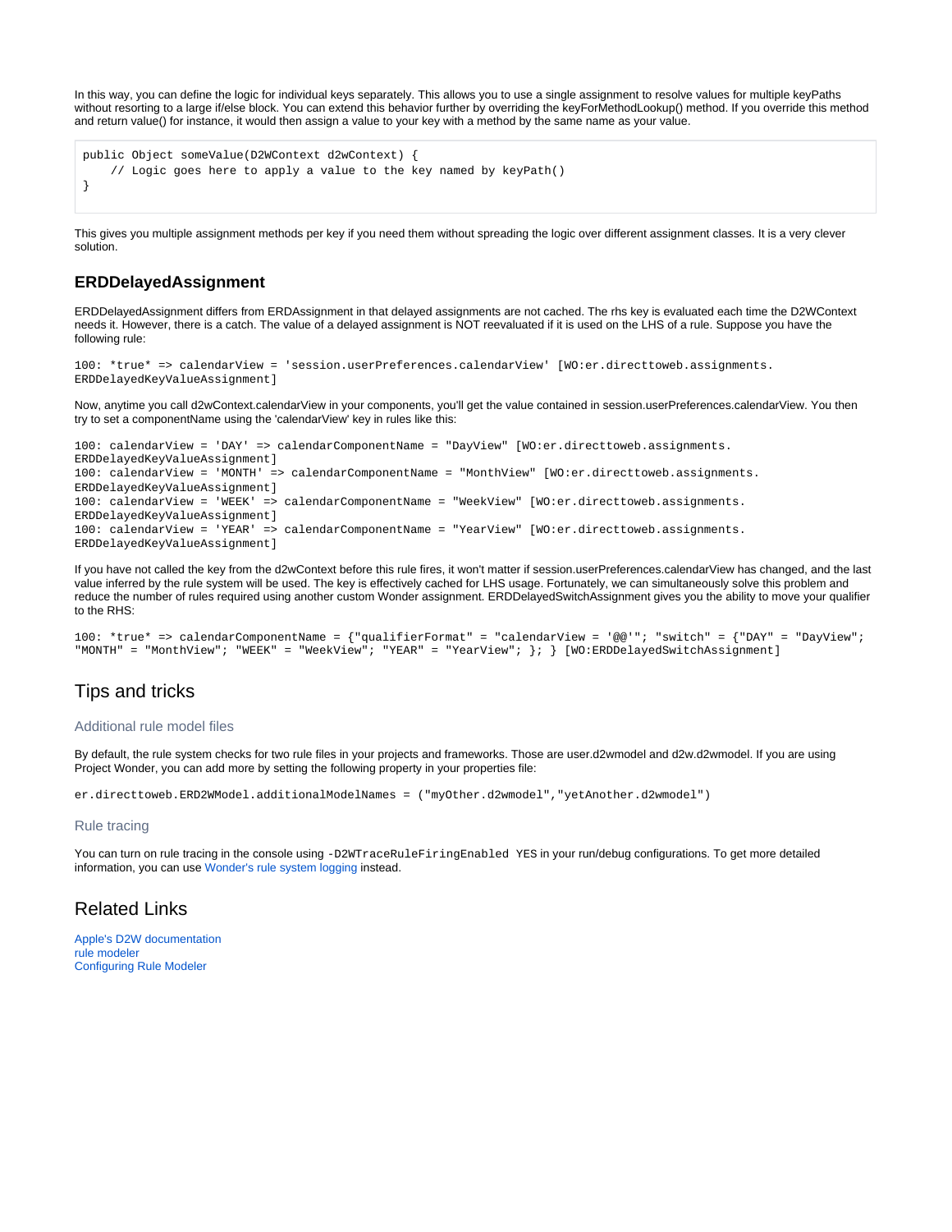In this way, you can define the logic for individual keys separately. This allows you to use a single assignment to resolve values for multiple keyPaths without resorting to a large if/else block. You can extend this behavior further by overriding the keyForMethodLookup() method. If you override this method and return value() for instance, it would then assign a value to your key with a method by the same name as your value.

```
public Object someValue(D2WContext d2wContext) {
    // Logic goes here to apply a value to the key named by keyPath()
}
```

This gives you multiple assignment methods per key if you need them without spreading the logic over different assignment classes. It is a very clever solution.

### ERDDelayedAssignment

ERDDelayedAssignment differs from ERDAssignment in that delayed assignments are not cached. The rhs key is evaluated each time the D2WContext needs it. However, there is a catch. The value of a delayed assignment is NOT reevaluated if it is used on the LHS of a rule. Suppose you have the following rule:

```
100: *true* => calendarView = 'session.userPreferences.calendarView' [WO:er.directtoweb.assignments.
ERDDelayedKeyValueAssignment]
```

Now, anytime you call d2wContext.calendarView in your components, you'll get the value contained in session.userPreferences.calendarView. You then try to set a componentName using the 'calendarView' key in rules like this:

```
100: calendarView = 'DAY' => calendarComponentName = "DayView" [WO:er.directtoweb.assignments.
ERDDelayedKeyValueAssignment]
100: calendarView = 'MONTH' => calendarComponentName = "MonthView" [WO:er.directtoweb.assignments.
ERDDelayedKeyValueAssignment]
100: calendarView = 'WEEK' => calendarComponentName = "WeekView" [WO:er.directtoweb.assignments.
ERDDelayedKeyValueAssignment]
100: calendarView = 'YEAR' => calendarComponentName = "YearView" [WO:er.directtoweb.assignments.
ERDDelayedKeyValueAssignment]
```

If you have not called the key from the d2wContext before this rule fires, it won't matter if session.userPreferences.calendarView has changed, and the last value inferred by the rule system will be used. The key is effectively cached for LHS usage. Fortunately, we can simultaneously solve this problem and reduce the number of rules required using another custom Wonder assignment. ERDDelayedSwitchAssignment gives you the ability to move your qualifier to the RHS:

```
100: *true* => calendarComponentName = {"qualifierFormat" = "calendarView = '@@'"; "switch" = {"DAY" = "DayView";
"MONTH" = "MonthView"; "WEEK" = "WeekView"; "YEAR" = "YearView"; }; } [WO:ERDDelayedSwitchAssignment]
```

## Tips and tricks

#### Additional rule model files

By default, the rule system checks for two rule files in your projects and frameworks. Those are user.d2wmodel and d2w.d2wmodel. If you are using Project Wonder, you can add more by setting the following property in your properties file:

```
er.directtoweb.ERD2WModel.additionalModelNames = ("myOther.d2wmodel","yetAnother.d2wmodel")
```

#### Rule tracing

You can turn on rule tracing in the console using `-D2WTraceRuleFiringEnabled YES` in your run/debug configurations. To get more detailed information, you can use Wonder's rule system logging instead.

## Related Links

Apple's D2W documentation
rule modeler
Configuring Rule Modeler